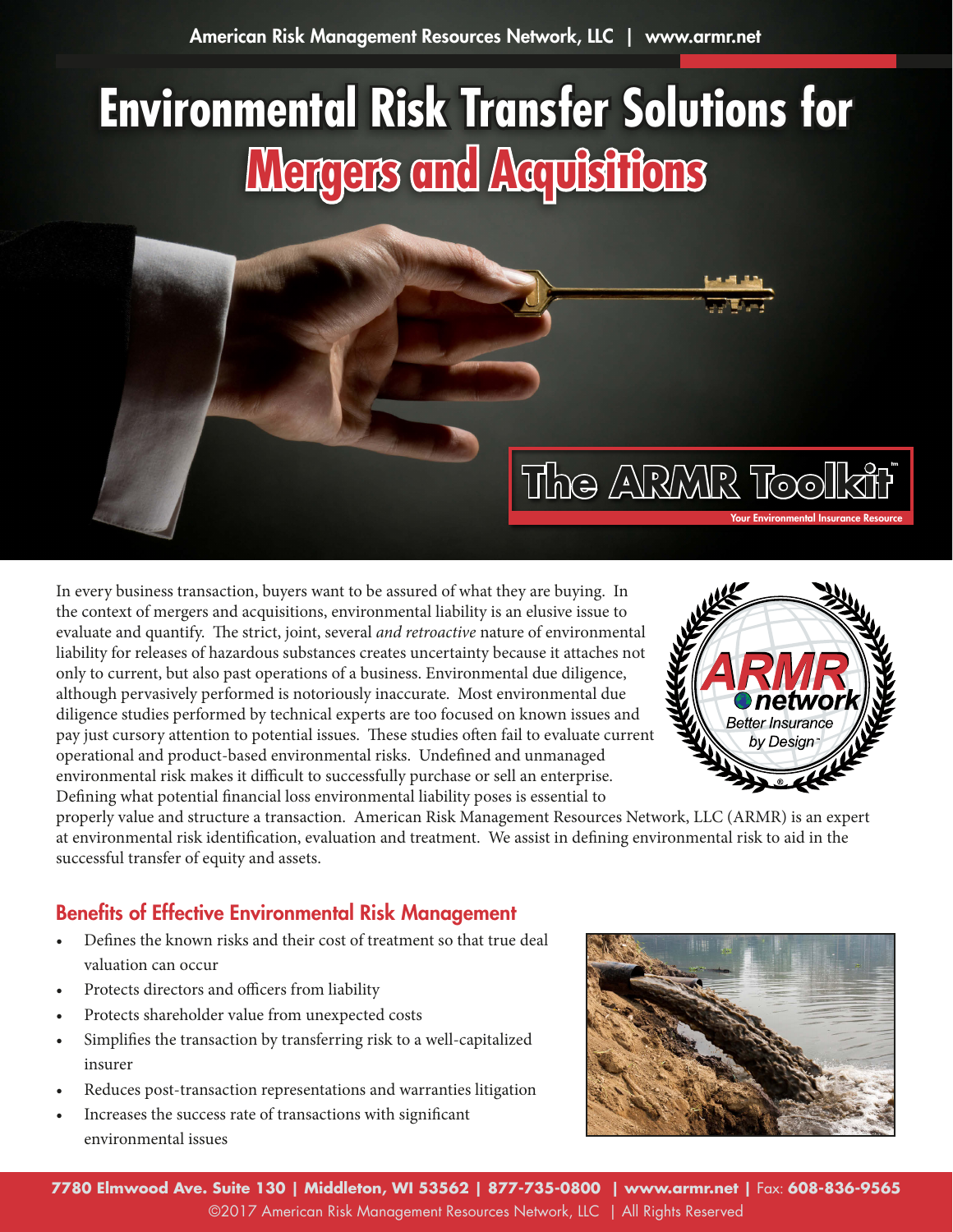American Risk Management Resources Network, LLC | www.armr.net

# Environmental Risk Transfer Solutions for Mergers and Acquisitions

The ARMR Toolkit™
Your Environmental Insurance Resource

In every business transaction, buyers want to be assured of what they are buying. In the context of mergers and acquisitions, environmental liability is an elusive issue to evaluate and quantify. The strict, joint, several *and retroactive* nature of environmental liability for releases of hazardous substances creates uncertainty because it attaches not only to current, but also past operations of a business. Environmental due diligence, although pervasively performed is notoriously inaccurate. Most environmental due diligence studies performed by technical experts are too focused on known issues and pay just cursory attention to potential issues. These studies often fail to evaluate current operational and product-based environmental risks. Undefined and unmanaged environmental risk makes it difficult to successfully purchase or sell an enterprise. Defining what potential financial loss environmental liability poses is essential to properly value and structure a transaction. American Risk Management Resources Network, LLC (ARMR) is an expert at environmental risk identification, evaluation and treatment. We assist in defining environmental risk to aid in the successful transfer of equity and assets.

## Benefits of Effective Environmental Risk Management

- Defines the known risks and their cost of treatment so that true deal valuation can occur
- Protects directors and officers from liability
- Protects shareholder value from unexpected costs
- Simplifies the transaction by transferring risk to a well-capitalized insurer
- Reduces post-transaction representations and warranties litigation
- Increases the success rate of transactions with significant environmental issues

**7780 Elmwood Ave. Suite 130 | Middleton, WI 53562 | 877-735-0800 | www.armr.net |** Fax: **608-836-9565**
©2017 American Risk Management Resources Network, LLC | All Rights Reserved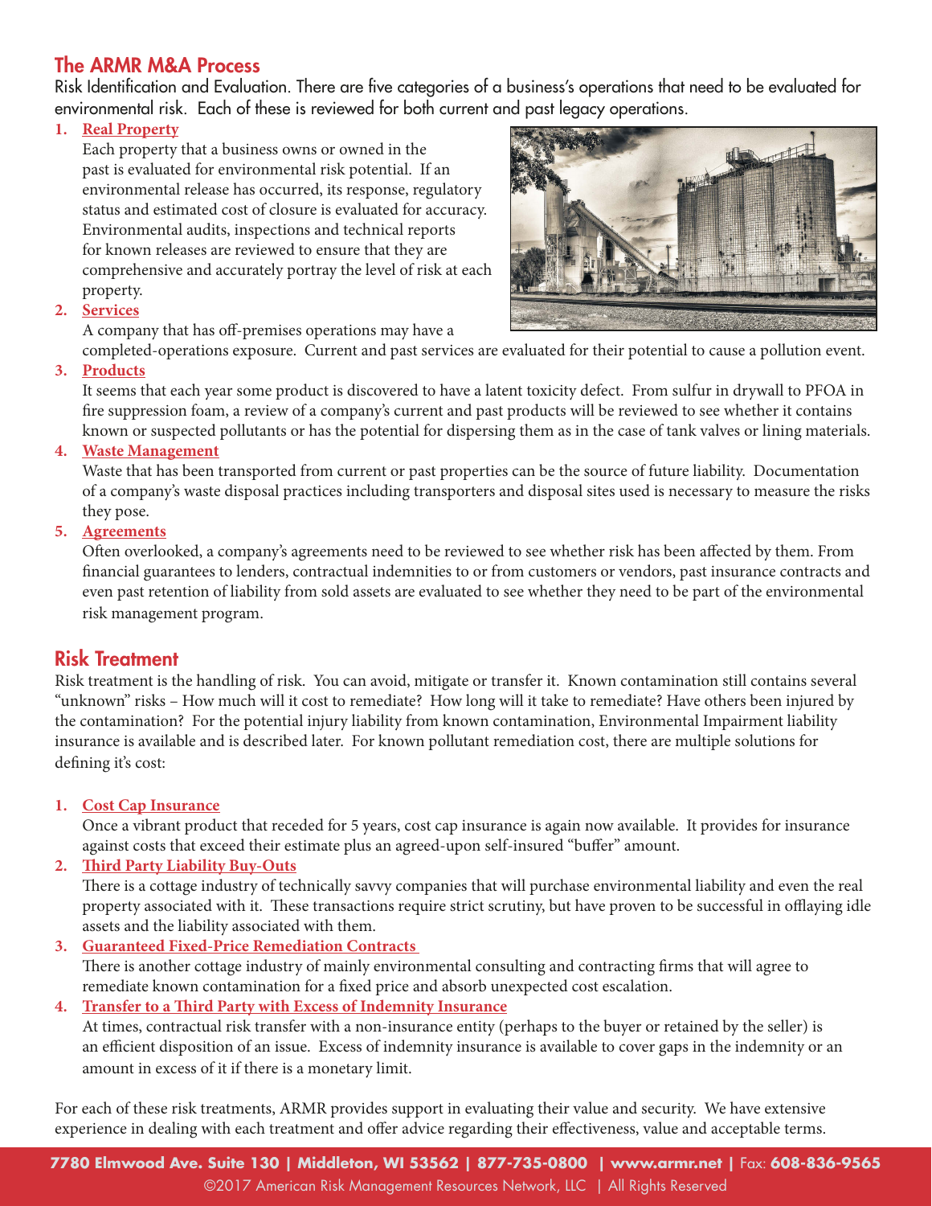## The ARMR M&A Process

Risk Identification and Evaluation. There are five categories of a business's operations that need to be evaluated for environmental risk. Each of these is reviewed for both current and past legacy operations.

1. **Real Property**
   Each property that a business owns or owned in the past is evaluated for environmental risk potential. If an environmental release has occurred, its response, regulatory status and estimated cost of closure is evaluated for accuracy. Environmental audits, inspections and technical reports for known releases are reviewed to ensure that they are comprehensive and accurately portray the level of risk at each property.
2. **Services**
   A company that has off-premises operations may have a completed-operations exposure. Current and past services are evaluated for their potential to cause a pollution event.
3. **Products**
   It seems that each year some product is discovered to have a latent toxicity defect. From sulfur in drywall to PFOA in fire suppression foam, a review of a company's current and past products will be reviewed to see whether it contains known or suspected pollutants or has the potential for dispersing them as in the case of tank valves or lining materials.
4. **Waste Management**
   Waste that has been transported from current or past properties can be the source of future liability. Documentation of a company's waste disposal practices including transporters and disposal sites used is necessary to measure the risks they pose.
5. **Agreements**
   Often overlooked, a company's agreements need to be reviewed to see whether risk has been affected by them. From financial guarantees to lenders, contractual indemnities to or from customers or vendors, past insurance contracts and even past retention of liability from sold assets are evaluated to see whether they need to be part of the environmental risk management program.

## Risk Treatment

Risk treatment is the handling of risk. You can avoid, mitigate or transfer it. Known contamination still contains several "unknown" risks – How much will it cost to remediate? How long will it take to remediate? Have others been injured by the contamination? For the potential injury liability from known contamination, Environmental Impairment liability insurance is available and is described later. For known pollutant remediation cost, there are multiple solutions for defining it's cost:

1. **Cost Cap Insurance**
   Once a vibrant product that receded for 5 years, cost cap insurance is again now available. It provides for insurance against costs that exceed their estimate plus an agreed-upon self-insured "buffer" amount.
2. **Third Party Liability Buy-Outs**
   There is a cottage industry of technically savvy companies that will purchase environmental liability and even the real property associated with it. These transactions require strict scrutiny, but have proven to be successful in offlaying idle assets and the liability associated with them.
3. **Guaranteed Fixed-Price Remediation Contracts**
   There is another cottage industry of mainly environmental consulting and contracting firms that will agree to remediate known contamination for a fixed price and absorb unexpected cost escalation.
4. **Transfer to a Third Party with Excess of Indemnity Insurance**
   At times, contractual risk transfer with a non-insurance entity (perhaps to the buyer or retained by the seller) is an efficient disposition of an issue. Excess of indemnity insurance is available to cover gaps in the indemnity or an amount in excess of it if there is a monetary limit.

For each of these risk treatments, ARMR provides support in evaluating their value and security. We have extensive experience in dealing with each treatment and offer advice regarding their effectiveness, value and acceptable terms.

**7780 Elmwood Ave. Suite 130 | Middleton, WI 53562 | 877-735-0800 | www.armr.net** | Fax: **608-836-9565**
©2017 American Risk Management Resources Network, LLC | All Rights Reserved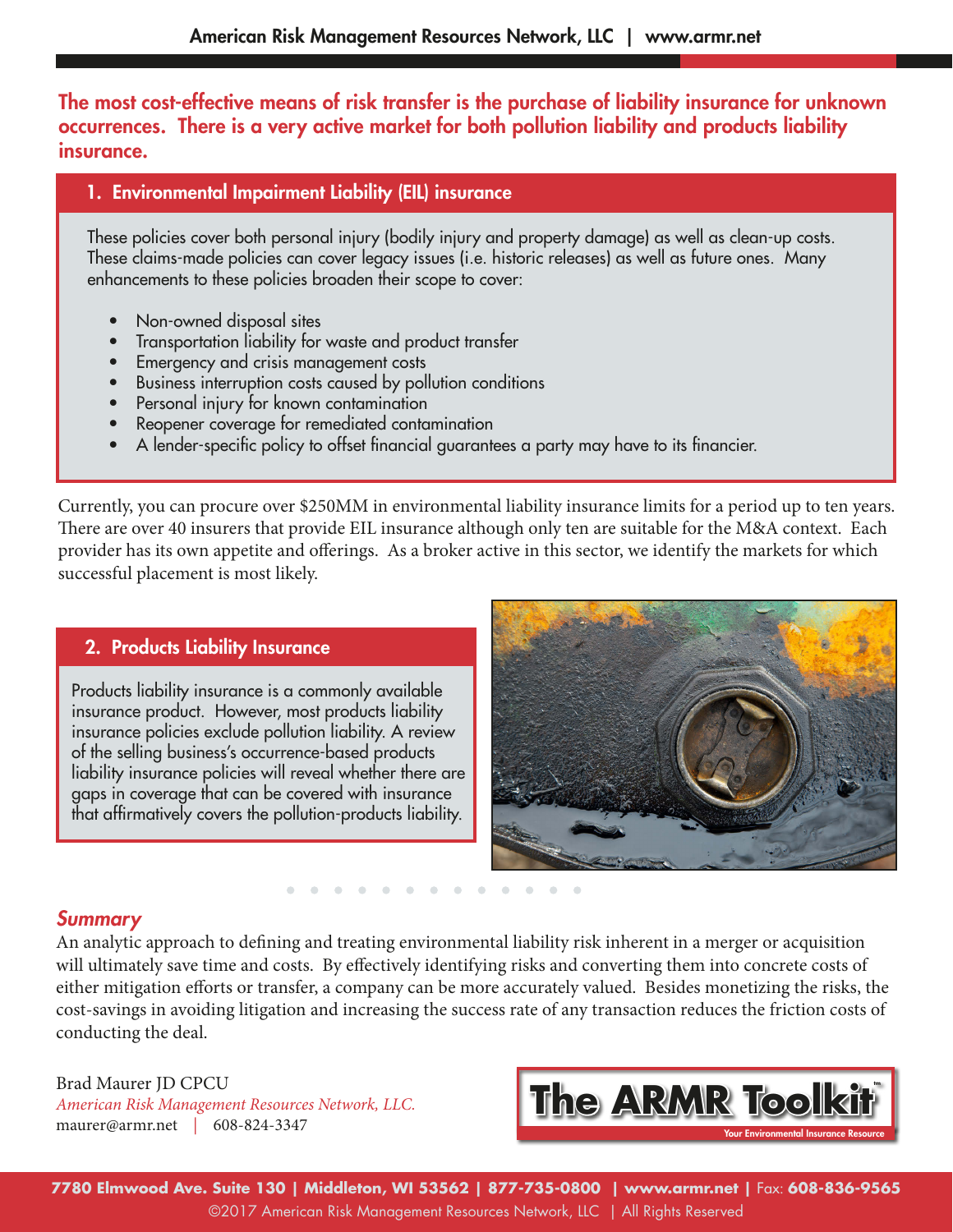**The most cost-effective means of risk transfer is the purchase of liability insurance for unknown occurrences. There is a very active market for both pollution liability and products liability insurance.**

## 1. Environmental Impairment Liability (EIL) insurance

These policies cover both personal injury (bodily injury and property damage) as well as clean-up costs. These claims-made policies can cover legacy issues (i.e. historic releases) as well as future ones. Many enhancements to these policies broaden their scope to cover:

- Non-owned disposal sites
- Transportation liability for waste and product transfer
- Emergency and crisis management costs
- Business interruption costs caused by pollution conditions
- Personal injury for known contamination
- Reopener coverage for remediated contamination
- A lender-specific policy to offset financial guarantees a party may have to its financier.

Currently, you can procure over $250MM in environmental liability insurance limits for a period up to ten years. There are over 40 insurers that provide EIL insurance although only ten are suitable for the M&A context. Each provider has its own appetite and offerings. As a broker active in this sector, we identify the markets for which successful placement is most likely.

## 2. Products Liability Insurance

Products liability insurance is a commonly available insurance product. However, most products liability insurance policies exclude pollution liability. A review of the selling business's occurrence-based products liability insurance policies will reveal whether there are gaps in coverage that can be covered with insurance that affirmatively covers the pollution-products liability.

## *Summary*

An analytic approach to defining and treating environmental liability risk inherent in a merger or acquisition will ultimately save time and costs. By effectively identifying risks and converting them into concrete costs of either mitigation efforts or transfer, a company can be more accurately valued. Besides monetizing the risks, the cost-savings in avoiding litigation and increasing the success rate of any transaction reduces the friction costs of conducting the deal.

Brad Maurer JD CPCU
*American Risk Management Resources Network, LLC.*
maurer@armr.net | 608-824-3347

**The ARMR Toolkit™**
Your Environmental Insurance Resource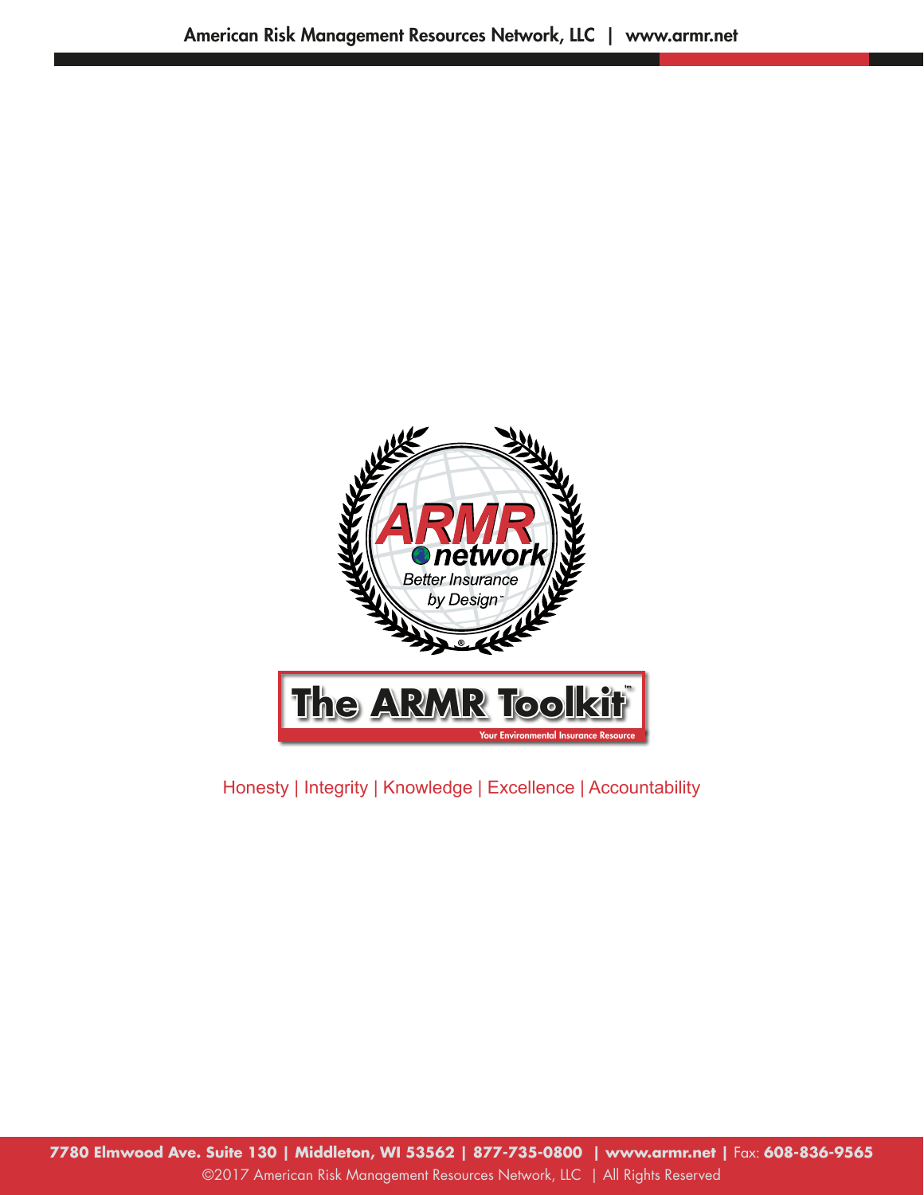ARMR network

Better Insurance by Design™

The ARMR Toolkit™

Your Environmental Insurance Resource

Honesty | Integrity | Knowledge | Excellence | Accountability

**7780 Elmwood Ave. Suite 130 | Middleton, WI 53562 | 877-735-0800 | www.armr.net |** Fax: **608-836-9565**

©2017 American Risk Management Resources Network, LLC | All Rights Reserved